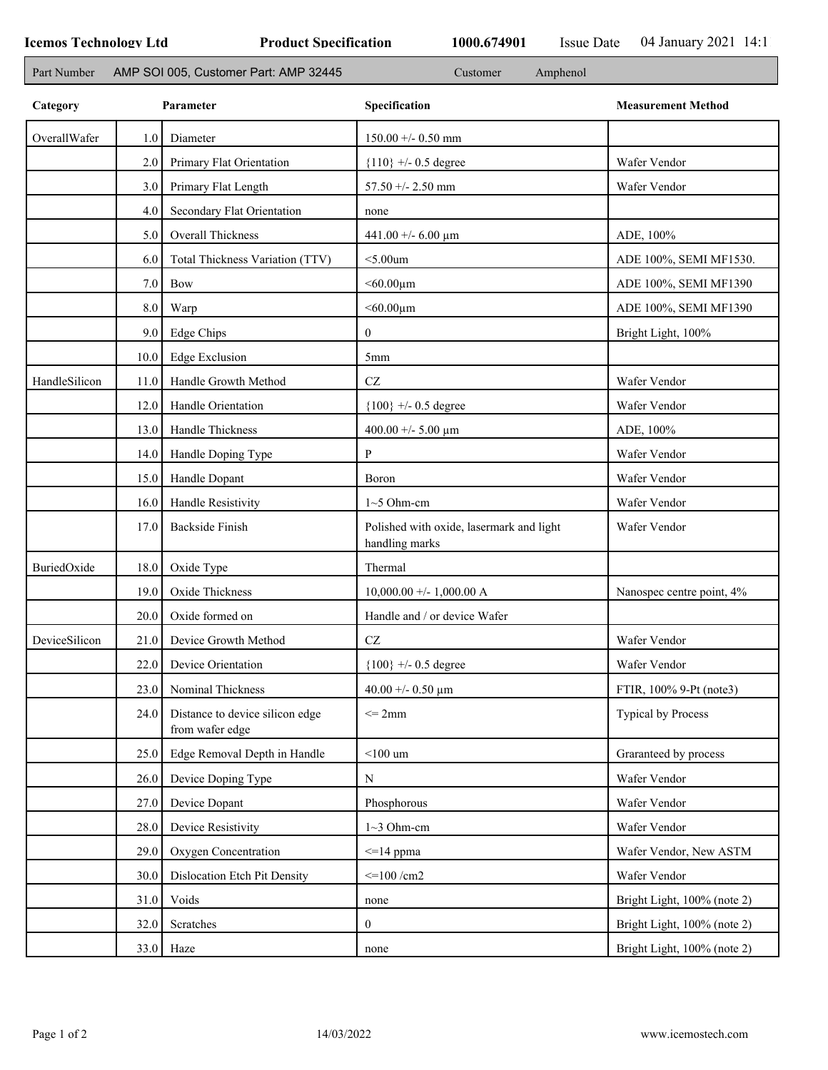**Icemos Technology Ltd** | **Product Specification** | **1000.674901** | Issue Date 04 January 2021 14:1

Part Number AMP SOI 005, Customer Part: AMP 32445 | Customer Amphenol

| Category | | Parameter | Specification | Measurement Method |
|---|---|---|---|---|
| OverallWafer | 1.0 | Diameter | 150.00 +/- 0.50 mm | |
| | 2.0 | Primary Flat Orientation | {110} +/- 0.5 degree | Wafer Vendor |
| | 3.0 | Primary Flat Length | 57.50 +/- 2.50 mm | Wafer Vendor |
| | 4.0 | Secondary Flat Orientation | none | |
| | 5.0 | Overall Thickness | 441.00 +/- 6.00 µm | ADE, 100% |
| | 6.0 | Total Thickness Variation (TTV) | <5.00um | ADE 100%, SEMI MF1530. |
| | 7.0 | Bow | <60.00µm | ADE 100%, SEMI MF1390 |
| | 8.0 | Warp | <60.00µm | ADE 100%, SEMI MF1390 |
| | 9.0 | Edge Chips | 0 | Bright Light, 100% |
| | 10.0 | Edge Exclusion | 5mm | |
| HandleSilicon | 11.0 | Handle Growth Method | CZ | Wafer Vendor |
| | 12.0 | Handle Orientation | {100} +/- 0.5 degree | Wafer Vendor |
| | 13.0 | Handle Thickness | 400.00 +/- 5.00 µm | ADE, 100% |
| | 14.0 | Handle Doping Type | P | Wafer Vendor |
| | 15.0 | Handle Dopant | Boron | Wafer Vendor |
| | 16.0 | Handle Resistivity | 1~5 Ohm-cm | Wafer Vendor |
| | 17.0 | Backside Finish | Polished with oxide, lasermark and light handling marks | Wafer Vendor |
| BuriedOxide | 18.0 | Oxide Type | Thermal | |
| | 19.0 | Oxide Thickness | 10,000.00 +/- 1,000.00 A | Nanospec centre point, 4% |
| | 20.0 | Oxide formed on | Handle and / or device Wafer | |
| DeviceSilicon | 21.0 | Device Growth Method | CZ | Wafer Vendor |
| | 22.0 | Device Orientation | {100} +/- 0.5 degree | Wafer Vendor |
| | 23.0 | Nominal Thickness | 40.00 +/- 0.50 µm | FTIR, 100% 9-Pt (note3) |
| | 24.0 | Distance to device silicon edge from wafer edge | <= 2mm | Typical by Process |
| | 25.0 | Edge Removal Depth in Handle | <100 um | Graranteed by process |
| | 26.0 | Device Doping Type | N | Wafer Vendor |
| | 27.0 | Device Dopant | Phosphorous | Wafer Vendor |
| | 28.0 | Device Resistivity | 1~3 Ohm-cm | Wafer Vendor |
| | 29.0 | Oxygen Concentration | <=14 ppma | Wafer Vendor, New ASTM |
| | 30.0 | Dislocation Etch Pit Density | <=100 /cm2 | Wafer Vendor |
| | 31.0 | Voids | none | Bright Light, 100% (note 2) |
| | 32.0 | Scratches | 0 | Bright Light, 100% (note 2) |
| | 33.0 | Haze | none | Bright Light, 100% (note 2) |

14/03/2022

www.icemostech.com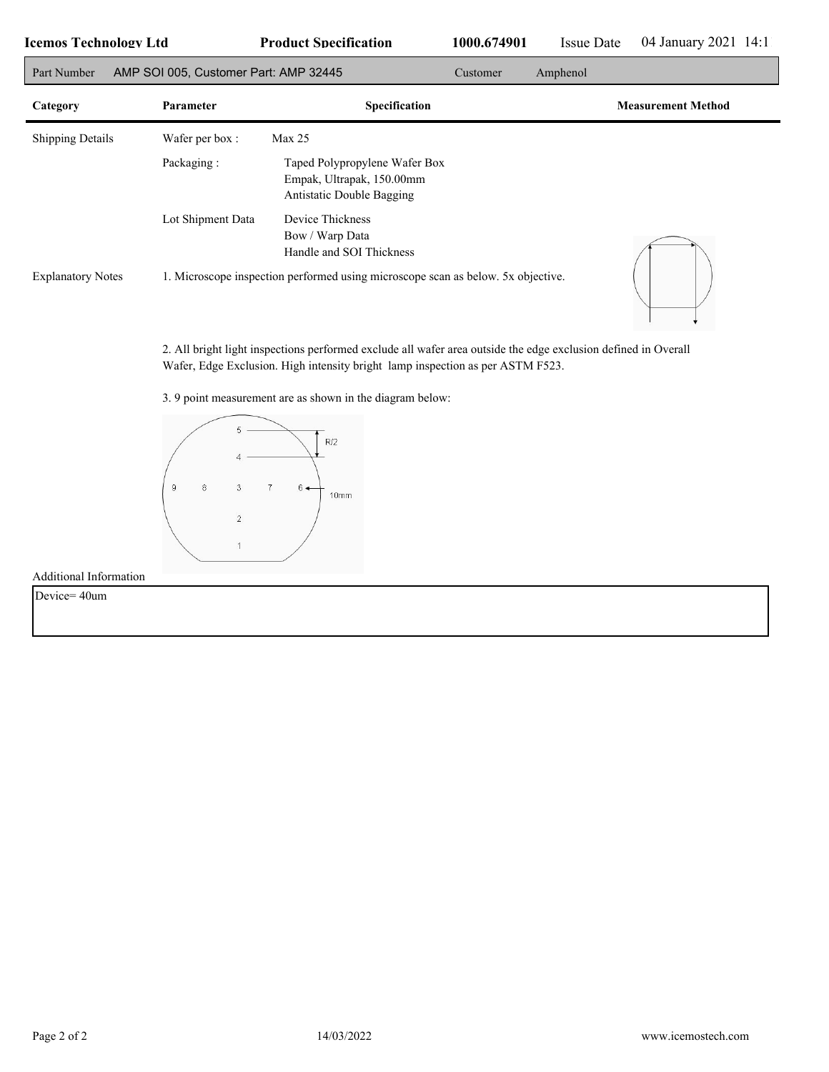| Category | Parameter | Specification | Measurement Method |
|---|---|---|---|
| Shipping Details | Wafer per box : | Max 25 | |
| | Packaging : | Taped Polypropylene Wafer Box<br>Empak, Ultrapak, 150.00mm<br>Antistatic Double Bagging | |
| | Lot Shipment Data | Device Thickness<br>Bow / Warp Data<br>Handle and SOI Thickness | |

Part Number: AMP SOI 005, Customer Part: AMP 32445 — Customer: Amphenol

**Explanatory Notes**

1. Microscope inspection performed using microscope scan as below. 5x objective.

2. All bright light inspections performed exclude all wafer area outside the edge exclusion defined in Overall Wafer, Edge Exclusion. High intensity bright lamp inspection as per ASTM F523.

3. 9 point measurement are as shown in the diagram below:

5
4
R/2
9 8 3 7 6
10mm
2
1

**Additional Information**

Device= 40um